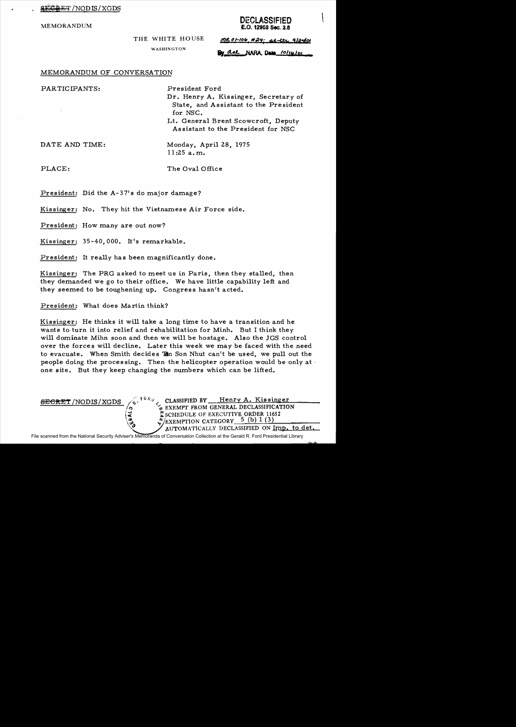SECRET/NODIS/XGDS

MEMORANDUM

**DECLASSIFIED**
**E.O. 12958 Sec. 3.6**

THE WHITE HOUSE

WASHINGTON

MR 01-106, #24; at ltr 9/24/01

By dal NARA, Date 10/16/01

MEMORANDUM OF CONVERSATION

PARTICIPANTS: President Ford
Dr. Henry A. Kissinger, Secretary of State, and Assistant to the President for NSC.
Lt. General Brent Scowcroft, Deputy Assistant to the President for NSC

DATE AND TIME: Monday, April 28, 1975
11:25 a.m.

PLACE: The Oval Office

President: Did the A-37's do major damage?

Kissinger: No. They hit the Vietnamese Air Force side.

President: How many are out now?

Kissinger: 35-40,000. It's remarkable.

President: It really has been magnificantly done.

Kissinger: The PRG asked to meet us in Paris, then they stalled, then they demanded we go to their office. We have little capability left and they seemed to be toughening up. Congress hasn't acted.

President: What does Martin think?

Kissinger: He thinks it will take a long time to have a transition and he wants to turn it into relief and rehabilitation for Minh. But I think they will dominate Mihn soon and then we will be hostage. Also the JGS control over the forces will decline. Later this week we may be faced with the need to evacuate. When Smith decides Tan Son Nhut can't be used, we pull out the people doing the processing. Then the helicopter operation would be only at one site. But they keep changing the numbers which can be lifted.

SECRET/NODIS/XGDS

CLASSIFIED BY Henry A. Kissinger
EXEMPT FROM GENERAL DECLASSIFICATION
SCHEDULE OF EXECUTIVE ORDER 11652
EXEMPTION CATEGORY 5 (b) 1 (3)
AUTOMATICALLY DECLASSIFIED ON Imp. to det.

File scanned from the National Security Adviser's Memoranda of Conversation Collection at the Gerald R. Ford Presidential Library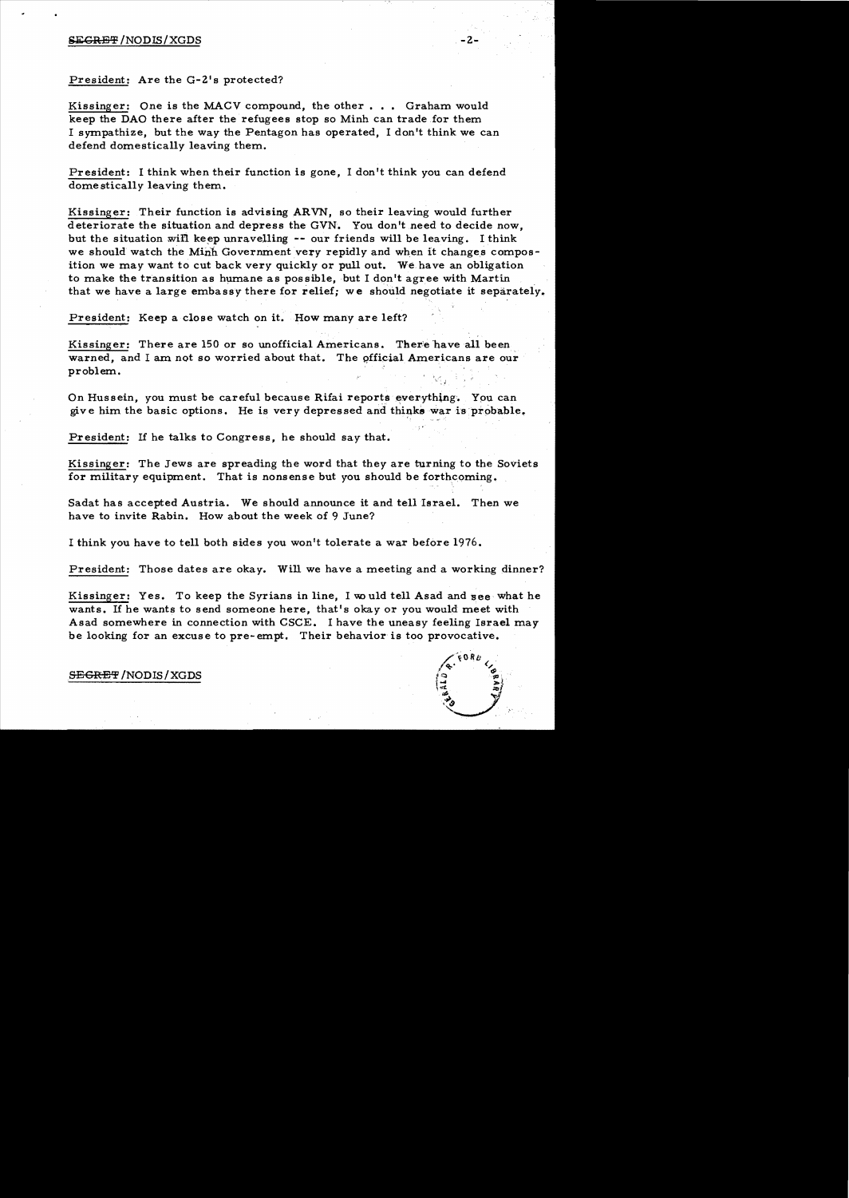President: Are the G-2's protected?

Kissinger: One is the MACV compound, the other . . . Graham would keep the DAO there after the refugees stop so Minh can trade for them I sympathize, but the way the Pentagon has operated, I don't think we can defend domestically leaving them.

President: I think when their function is gone, I don't think you can defend domestically leaving them.

Kissinger: Their function is advising ARVN, so their leaving would further deteriorate the situation and depress the GVN. You don't need to decide now, but the situation will keep unravelling -- our friends will be leaving. I think we should watch the Minh Government very repidly and when it changes composition we may want to cut back very quickly or pull out. We have an obligation to make the transition as humane as possible, but I don't agree with Martin that we have a large embassy there for relief; we should negotiate it separately.

President: Keep a close watch on it. How many are left?

Kissinger: There are 150 or so unofficial Americans. There have all been warned, and I am not so worried about that. The official Americans are our problem.

On Hussein, you must be careful because Rifai reports everything. You can give him the basic options. He is very depressed and thinks war is probable.

President: If he talks to Congress, he should say that.

Kissinger: The Jews are spreading the word that they are turning to the Soviets for military equipment. That is nonsense but you should be forthcoming.

Sadat has accepted Austria. We should announce it and tell Israel. Then we have to invite Rabin. How about the week of 9 June?

I think you have to tell both sides you won't tolerate a war before 1976.

President: Those dates are okay. Will we have a meeting and a working dinner?

Kissinger: Yes. To keep the Syrians in line, I would tell Asad and see what he wants. If he wants to send someone here, that's okay or you would meet with Asad somewhere in connection with CSCE. I have the uneasy feeling Israel may be looking for an excuse to pre-empt. Their behavior is too provocative.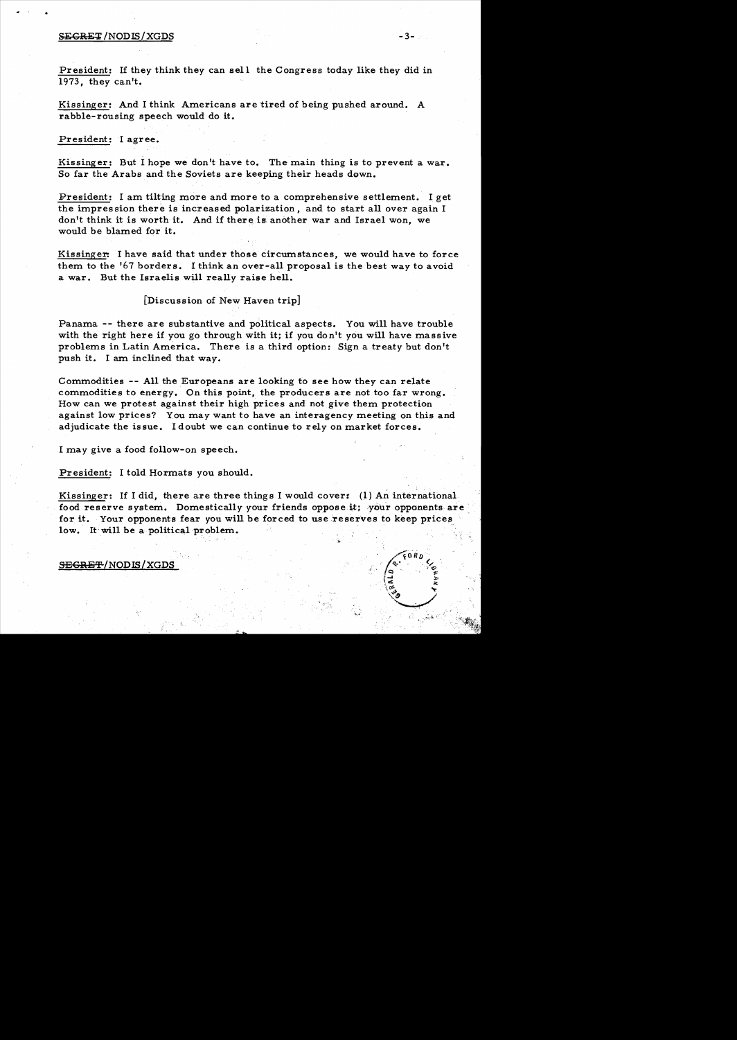President: If they think they can sell the Congress today like they did in 1973, they can't.

Kissinger: And I think Americans are tired of being pushed around. A rabble-rousing speech would do it.

President: I agree.

Kissinger: But I hope we don't have to. The main thing is to prevent a war. So far the Arabs and the Soviets are keeping their heads down.

President: I am tilting more and more to a comprehensive settlement. I get the impression there is increased polarization, and to start all over again I don't think it is worth it. And if there is another war and Israel won, we would be blamed for it.

Kissinger: I have said that under those circumstances, we would have to force them to the '67 borders. I think an over-all proposal is the best way to avoid a war. But the Israelis will really raise hell.

[Discussion of New Haven trip]

Panama -- there are substantive and political aspects. You will have trouble with the right here if you go through with it; if you don't you will have massive problems in Latin America. There is a third option: Sign a treaty but don't push it. I am inclined that way.

Commodities -- All the Europeans are looking to see how they can relate commodities to energy. On this point, the producers are not too far wrong. How can we protest against their high prices and not give them protection against low prices? You may want to have an interagency meeting on this and adjudicate the issue. I doubt we can continue to rely on market forces.

I may give a food follow-on speech.

President: I told Hormats you should.

Kissinger: If I did, there are three things I would cover: (1) An international food reserve system. Domestically your friends oppose it; your opponents are for it. Your opponents fear you will be forced to use reserves to keep prices low. It will be a political problem.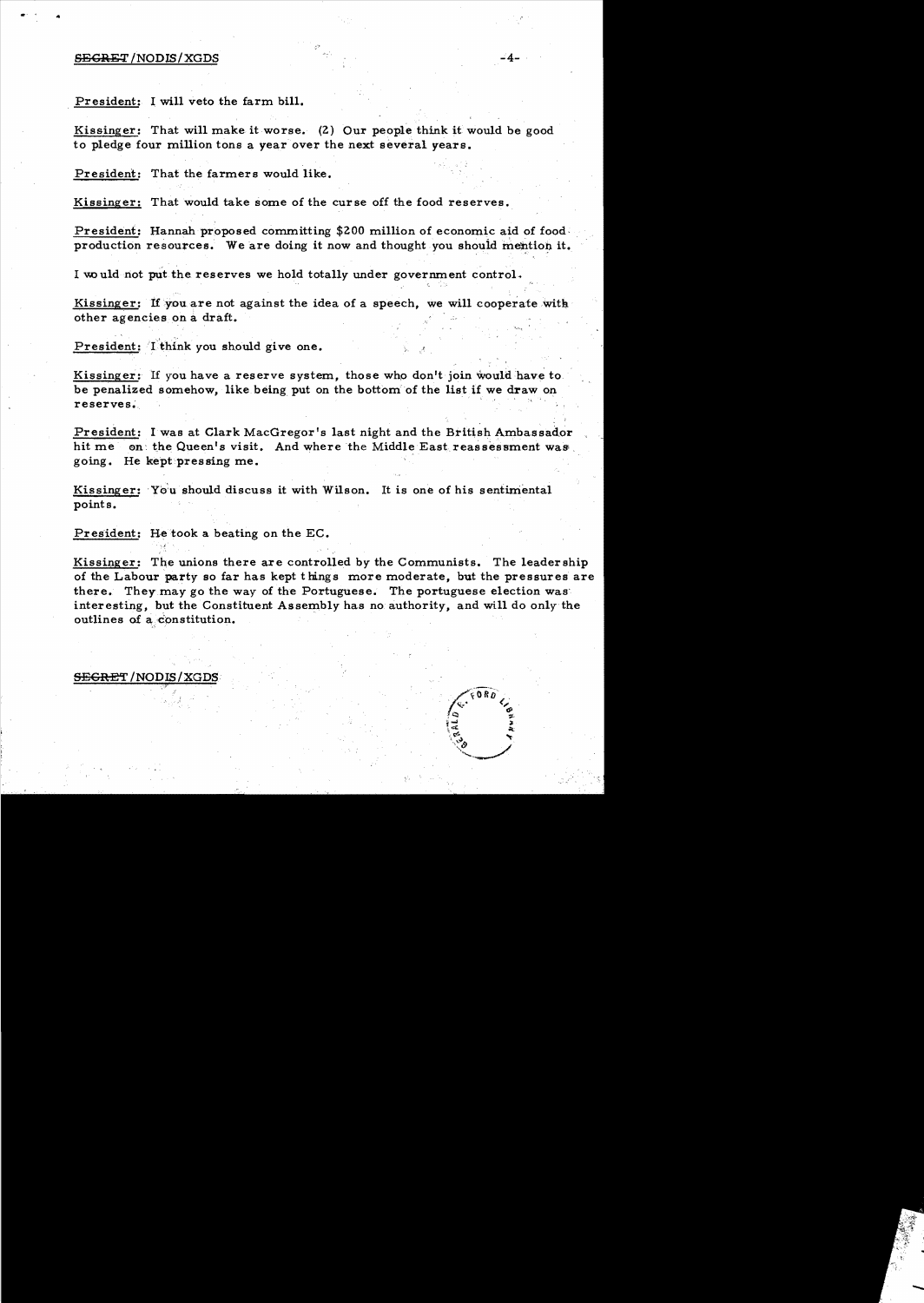President: I will veto the farm bill.

Kissinger: That will make it worse. (2) Our people think it would be good to pledge four million tons a year over the next several years.

President: That the farmers would like.

Kissinger: That would take some of the curse off the food reserves.

President: Hannah proposed committing $200 million of economic aid of food production resources. We are doing it now and thought you should mention it.

I would not put the reserves we hold totally under government control.

Kissinger: If you are not against the idea of a speech, we will cooperate with other agencies on a draft.

President: I think you should give one.

Kissinger: If you have a reserve system, those who don't join would have to be penalized somehow, like being put on the bottom of the list if we draw on reserves.

President: I was at Clark MacGregor's last night and the British Ambassador hit me on the Queen's visit. And where the Middle East reassessment was going. He kept pressing me.

Kissinger: You should discuss it with Wilson. It is one of his sentimental points.

President: He took a beating on the EC.

Kissinger: The unions there are controlled by the Communists. The leadership of the Labour party so far has kept things more moderate, but the pressures are there. They may go the way of the Portuguese. The portuguese election was interesting, but the Constituent Assembly has no authority, and will do only the outlines of a constitution.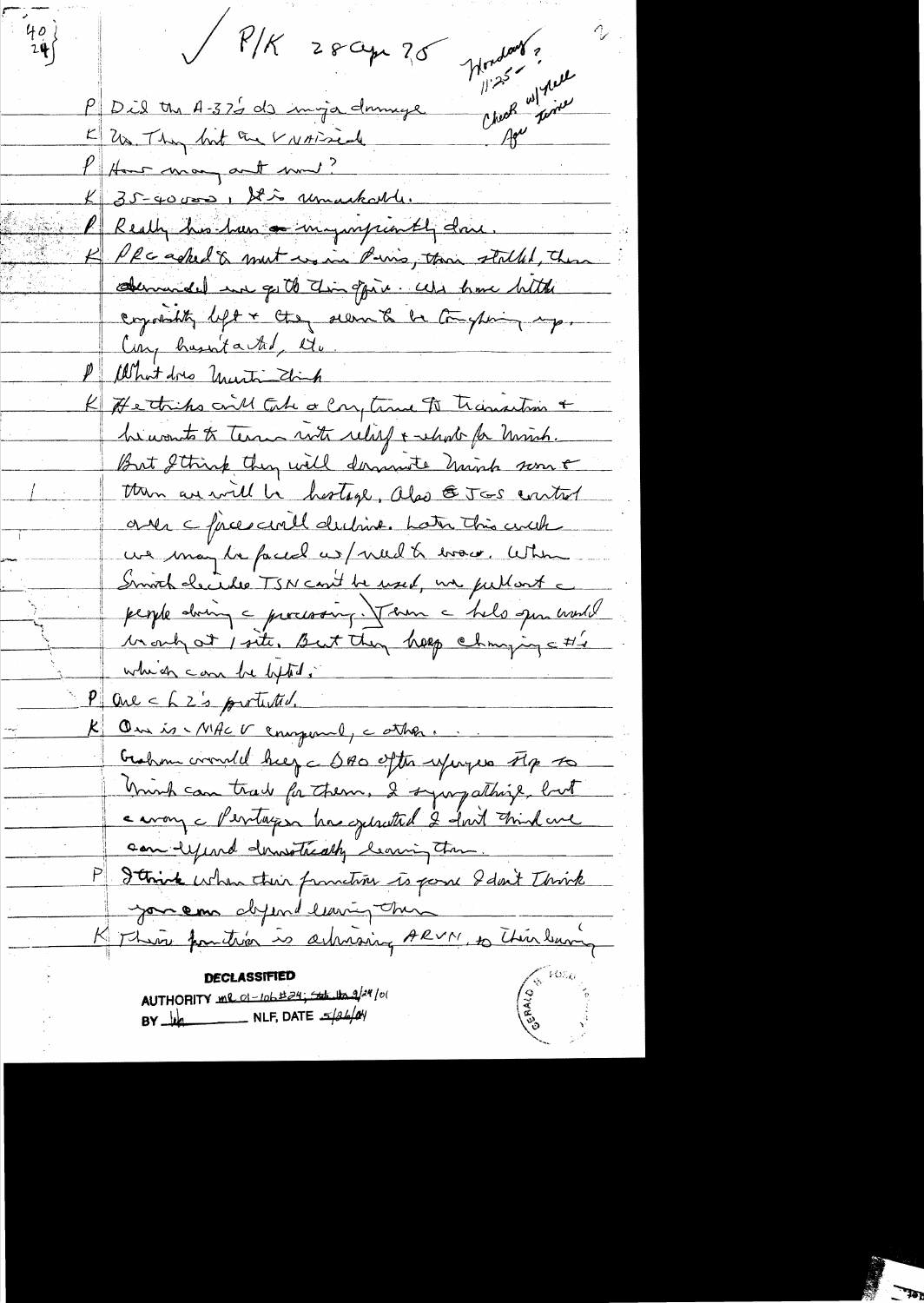40
24

✓ P/K 28 Apr 75

Monday?
11:25 -
Check w/ Nell
for time

P Did the A-37's do major damage

K Yes. They hit the VNAF side

P How many out now?

K 35-40000. It's remarkable.

P Really has been magnificently done.

K PRG asked to meet us in Paris, then stalled, then demanded we get the dir. off. We have little capability left + they seem to be toughening up. Conf hasn't acted, etc.

P What does Martin think

K He thinks will take a long time to transition + he wants to turn into relief + rehab for Minh. But I think they will dominate Minh soon + then we will be hostage. Also the JGS control over the forces will decline. Later this week we may be faced w/ need to evac. When Smith decides TSN can't be used, we pull out the people doing the processing. Then the helo gun would be only at 1 site. But they keep changing the #'s which can be lifted.

P Are the LZ's protected.

K One is the MACV compound, the other.

Graham would keep the DAO after w/ guys ?? to Minh can track for them. I sympathize, but everyone the Pentagon has operated I don't think we can depend domestically leaving them.

P I think when their function is gone I don't think you can depend leaving them

K Their function is advising ARVN, so their leaving

DECLASSIFIED
AUTHORITY MR 01-106 #24; St. Hr 9/24/01
BY lbk NLF, DATE 5/26/04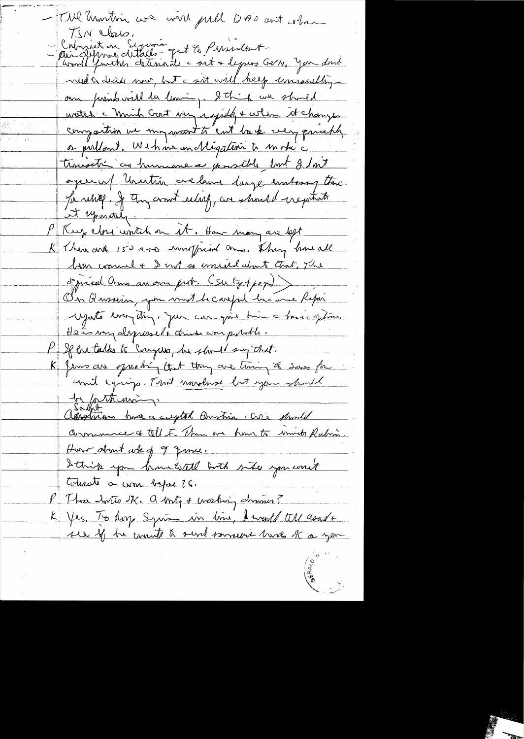- The Martin we will pull DAO out when TSN close.

- Cabinet on Saigon - get to President -

- Air defense details - would further deteriorate & out & depress GVN. You don't need a decision now, but the exit will keep unraveling - our point will be coming. I think we should watch the Minh Govt very rapidly & when it changes composition we may want to cut back very quickly or pullout. We have an obligation to make the transition as humane as possible but I don't agree w/ Martin we have large embassy there for relief. If they want relief, we should negotiate it separately.

P Keep close watch on it. How many are left

K There are 150 a 50 unofficial ones. They have all been warned & I not so worried about that. The official ones are our prob. (Set by 4 p.m.)

On Graham, you must be careful because Kissinger rejects everything. You can give him a basic option. He is very depressed & thinks war probable.

P If he talks to Congress, he should say that.

K Jews are spreading that they are trying to save for civil exports. That nonsense but you should be forthcoming.

Soviets - Austrians have accepted Austria. We should announce & tell E. Then we have to invite Rabin. How about wk of 9 June.

I think you have to tell both sides you won't tolerate a war before 76.

P Those dates OK. A mtg & working dinners?

K Yes. To keep Syrians in line, I would tell Asad & see if he wants to send someone here. OK w/ you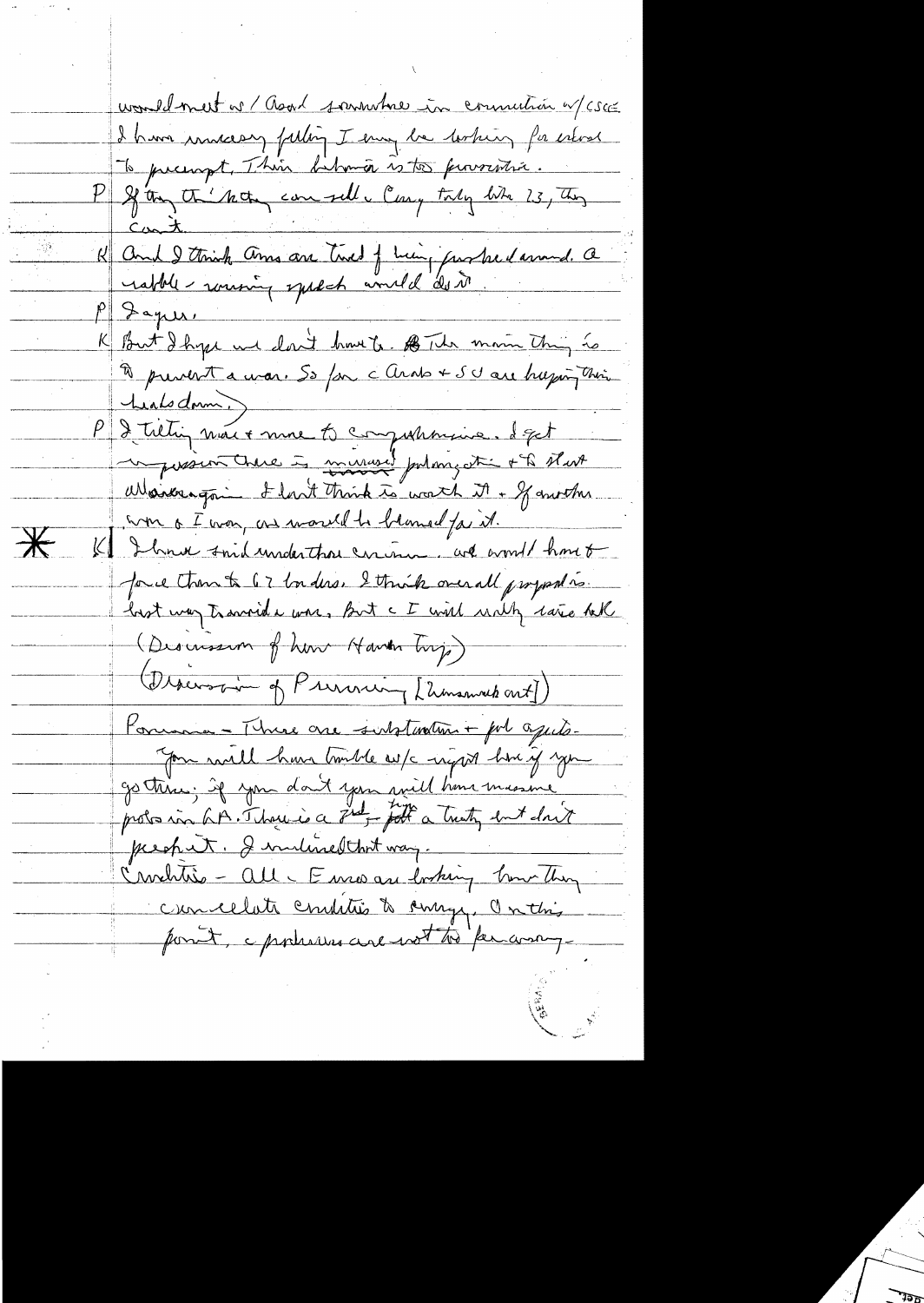would meet w/ Asad sometime in connection w/ CSCE.

I have uneasy feeling I may be looking for excuse to preempt. Their behavior is too provocative.

P If they think they can sell Congress totally like 23, they can't.

K And I think Arms are tired of being pushed around. A rabble-rousing speech would do it.

P I agree.

K But I hope we don't have to. The main thing is to prevent a war. So far the Arabs + SU are keeping their heads down.

P I tilting more + more to comprehensive. I get impression there is massive polarization + to start all over again. I don't think is worth it + if another war + I won, we would be blamed for it.

\* K I have said under those circumstances we would have to force them to 67 borders. I think overall proposal is best way to avoid a war. But the I will only raise talk.

(Discussion of how Hawk trip)

(Discussion of Pursuing [Unnamed out])

Panama – There are substantive + pol aspects. You will have trouble w/ right here if you go there; if you don't you will have massive probs in LA. There is a 3rd – put a treaty but don't push it. I inclined that way.

Condition – All the Euros are looking how they can relate conditions to energy. On this point, the problems are not too far away.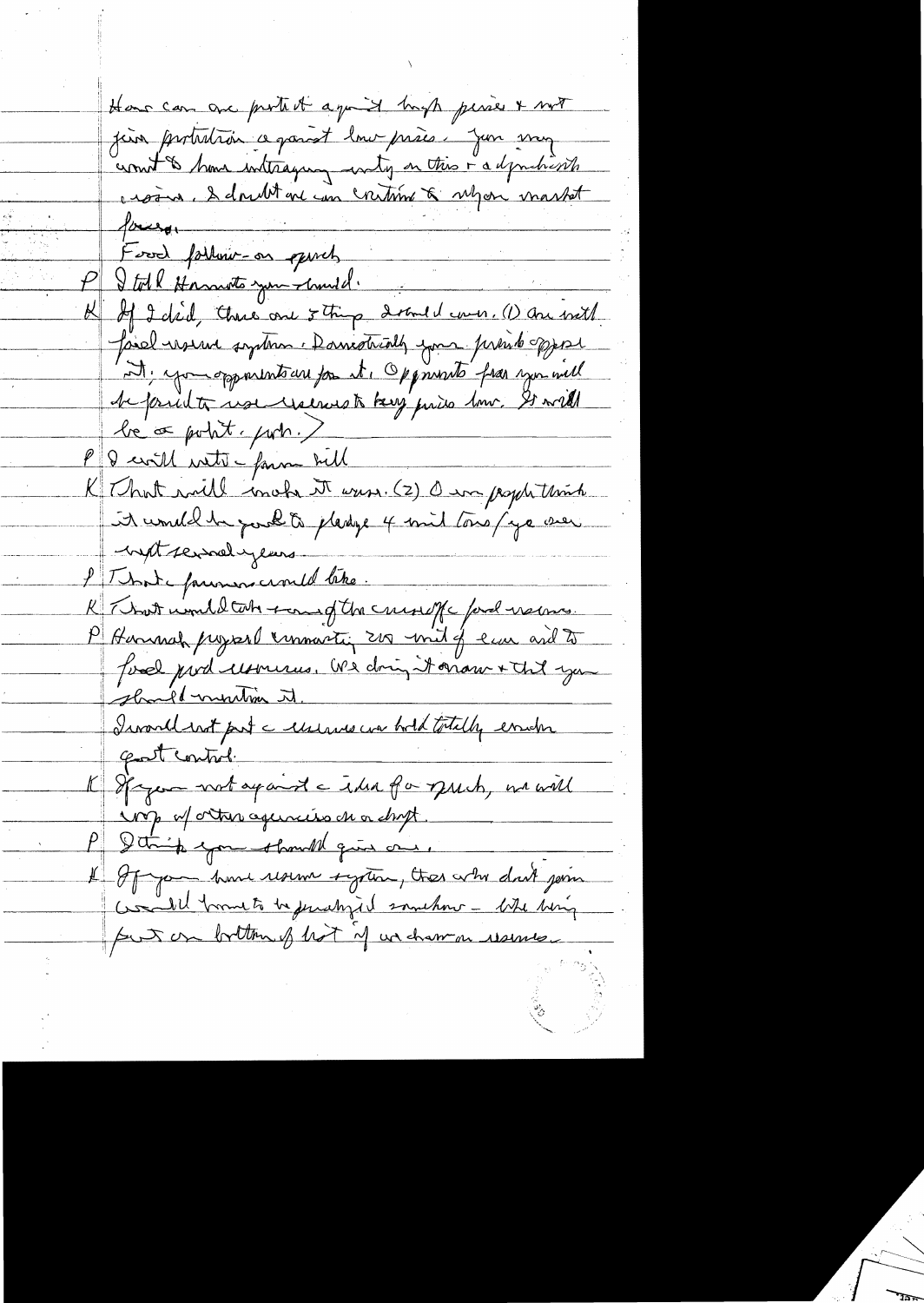How can one protect against high prices & not give protection against low prices. You may want to have interagency study on this & a hypothetical reserve. I doubt we can contrive to upset market forces.

Food follow-on speech

P I told Hannah you should.

K If I did, there are 3 things I would cover. (1) One with food reserve system. Domestically your friends oppose it; your opponents are for it. Opponents fear you will be forced to use reserves to keep prices low. It will be a political prob.

P I will veto farm bill

K That will make it worse. (2) Our people think it would be good to pledge 4 mil tons/yr over next several years.

P That farmers would like.

K That would take some of the curse off a food reserve.

P Hannah proposed community 200 mil of crops and to food prod resources. We're doing it now & that you should mention it.

I would not put a reserve we hold totally under govt control.

K If you are not against the idea for a speech, we will work w/ other agencies on a draft.

P I think you should give one.

K If you have reserve system, those who don't join would have to be penalized somehow – like being put on bottom of list if we draw on reserve.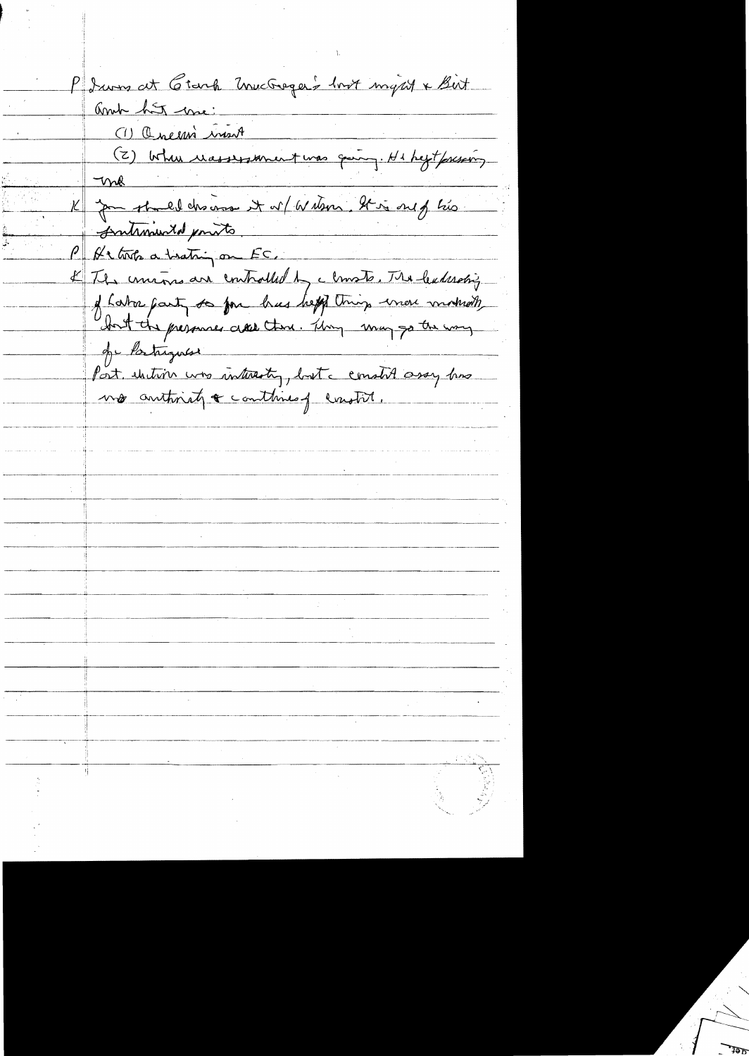P Lunch at Clark MacGregor's last night & Burt [?] hit me:

(1) Queen's visit

(2) When assessment was going. He kept pressing me

K You should discuss it w/ Wilson. It is one of his sentimental points.

P He took a beating on EC.

K The unions are controlled by communists. The leadership of Labor party so far has kept things more moderate but the pressures are there. They may go the way of the Portuguese

Port. election was interesting, but constit assy has no authority & continues of constit.